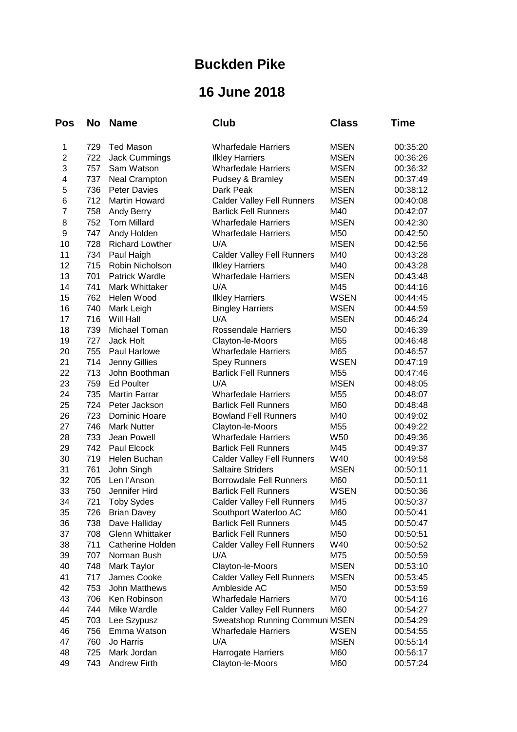# Buckden Pike

# 16 June 2018

| Pos | No | Name | Club | Class | Time |
|---|---|---|---|---|---|
| 1 | 729 | Ted Mason | Wharfedale Harriers | MSEN | 00:35:20 |
| 2 | 722 | Jack Cummings | Ilkley Harriers | MSEN | 00:36:26 |
| 3 | 757 | Sam Watson | Wharfedale Harriers | MSEN | 00:36:32 |
| 4 | 737 | Neal Crampton | Pudsey & Bramley | MSEN | 00:37:49 |
| 5 | 736 | Peter Davies | Dark Peak | MSEN | 00:38:12 |
| 6 | 712 | Martin Howard | Calder Valley Fell Runners | MSEN | 00:40:08 |
| 7 | 758 | Andy Berry | Barlick Fell Runners | M40 | 00:42:07 |
| 8 | 752 | Tom Millard | Wharfedale Harriers | MSEN | 00:42:30 |
| 9 | 747 | Andy Holden | Wharfedale Harriers | M50 | 00:42:50 |
| 10 | 728 | Richard Lowther | U/A | MSEN | 00:42:56 |
| 11 | 734 | Paul Haigh | Calder Valley Fell Runners | M40 | 00:43:28 |
| 12 | 715 | Robin Nicholson | Ilkley Harriers | M40 | 00:43:28 |
| 13 | 701 | Patrick Wardle | Wharfedale Harriers | MSEN | 00:43:48 |
| 14 | 741 | Mark Whittaker | U/A | M45 | 00:44:16 |
| 15 | 762 | Helen Wood | Ilkley Harriers | WSEN | 00:44:45 |
| 16 | 740 | Mark Leigh | Bingley Harriers | MSEN | 00:44:59 |
| 17 | 716 | Will Hall | U/A | MSEN | 00:46:24 |
| 18 | 739 | Michael Toman | Rossendale Harriers | M50 | 00:46:39 |
| 19 | 727 | Jack Holt | Clayton-le-Moors | M65 | 00:46:48 |
| 20 | 755 | Paul Harlowe | Wharfedale Harriers | M65 | 00:46:57 |
| 21 | 714 | Jenny Gillies | Spey Runners | WSEN | 00:47:19 |
| 22 | 713 | John Boothman | Barlick Fell Runners | M55 | 00:47:46 |
| 23 | 759 | Ed Poulter | U/A | MSEN | 00:48:05 |
| 24 | 735 | Martin Farrar | Wharfedale Harriers | M55 | 00:48:07 |
| 25 | 724 | Peter Jackson | Barlick Fell Runners | M60 | 00:48:48 |
| 26 | 723 | Dominic Hoare | Bowland Fell Runners | M40 | 00:49:02 |
| 27 | 746 | Mark Nutter | Clayton-le-Moors | M55 | 00:49:22 |
| 28 | 733 | Jean Powell | Wharfedale Harriers | W50 | 00:49:36 |
| 29 | 742 | Paul Elcock | Barlick Fell Runners | M45 | 00:49:37 |
| 30 | 719 | Helen Buchan | Calder Valley Fell Runners | W40 | 00:49:58 |
| 31 | 761 | John Singh | Saltaire Striders | MSEN | 00:50:11 |
| 32 | 705 | Len I'Anson | Borrowdale Fell Runners | M60 | 00:50:11 |
| 33 | 750 | Jennifer Hird | Barlick Fell Runners | WSEN | 00:50:36 |
| 34 | 721 | Toby Sydes | Calder Valley Fell Runners | M45 | 00:50:37 |
| 35 | 726 | Brian Davey | Southport Waterloo AC | M60 | 00:50:41 |
| 36 | 738 | Dave Halliday | Barlick Fell Runners | M45 | 00:50:47 |
| 37 | 708 | Glenn Whittaker | Barlick Fell Runners | M50 | 00:50:51 |
| 38 | 711 | Catherine Holden | Calder Valley Fell Runners | W40 | 00:50:52 |
| 39 | 707 | Norman Bush | U/A | M75 | 00:50:59 |
| 40 | 748 | Mark Taylor | Clayton-le-Moors | MSEN | 00:53:10 |
| 41 | 717 | James Cooke | Calder Valley Fell Runners | MSEN | 00:53:45 |
| 42 | 753 | John Matthews | Ambleside AC | M50 | 00:53:59 |
| 43 | 706 | Ken Robinson | Wharfedale Harriers | M70 | 00:54:16 |
| 44 | 744 | Mike Wardle | Calder Valley Fell Runners | M60 | 00:54:27 |
| 45 | 703 | Lee Szypusz | Sweatshop Running Communi | MSEN | 00:54:29 |
| 46 | 756 | Emma Watson | Wharfedale Harriers | WSEN | 00:54:55 |
| 47 | 760 | Jo Harris | U/A | MSEN | 00:55:14 |
| 48 | 725 | Mark Jordan | Harrogate Harriers | M60 | 00:56:17 |
| 49 | 743 | Andrew Firth | Clayton-le-Moors | M60 | 00:57:24 |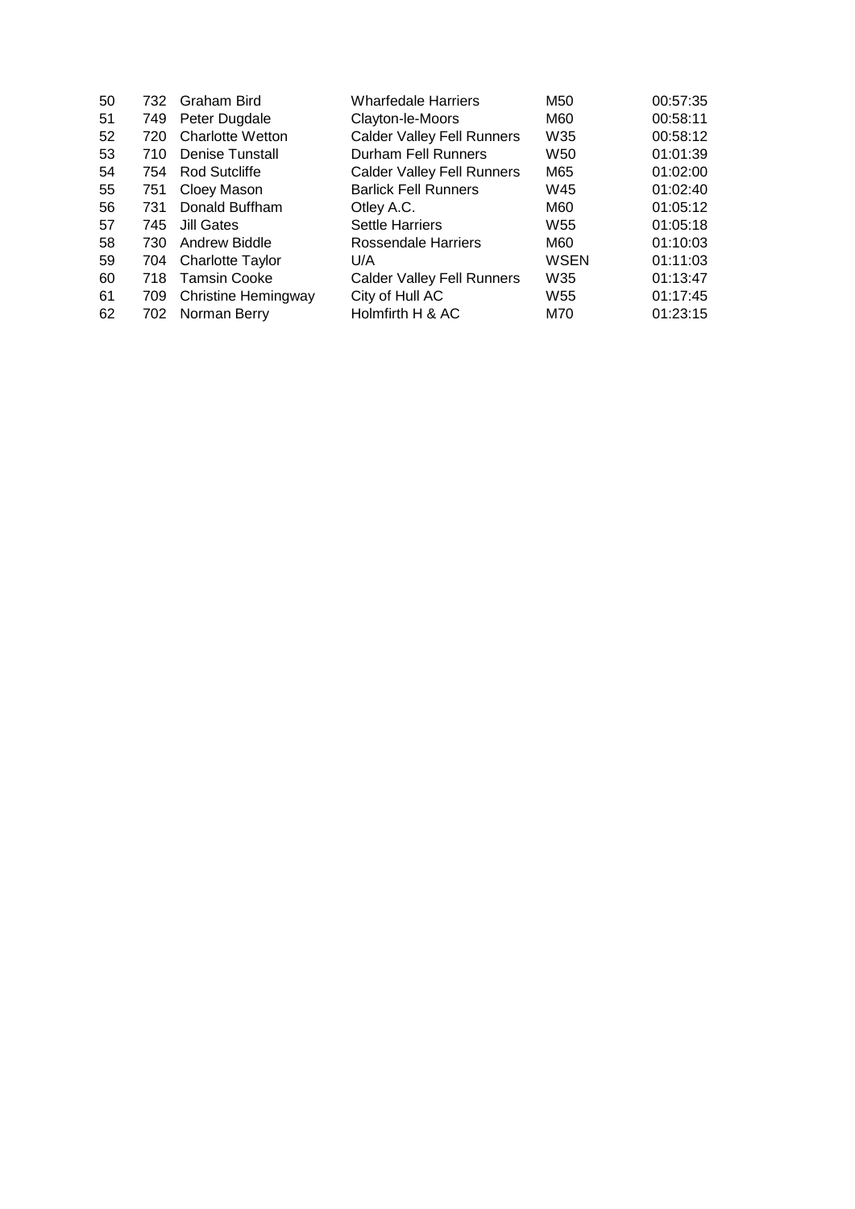| | | | | | |
|---|---|---|---|---|---|
| 50 | 732 | Graham Bird | Wharfedale Harriers | M50 | 00:57:35 |
| 51 | 749 | Peter Dugdale | Clayton-le-Moors | M60 | 00:58:11 |
| 52 | 720 | Charlotte Wetton | Calder Valley Fell Runners | W35 | 00:58:12 |
| 53 | 710 | Denise Tunstall | Durham Fell Runners | W50 | 01:01:39 |
| 54 | 754 | Rod Sutcliffe | Calder Valley Fell Runners | M65 | 01:02:00 |
| 55 | 751 | Cloey Mason | Barlick Fell Runners | W45 | 01:02:40 |
| 56 | 731 | Donald Buffham | Otley A.C. | M60 | 01:05:12 |
| 57 | 745 | Jill Gates | Settle Harriers | W55 | 01:05:18 |
| 58 | 730 | Andrew Biddle | Rossendale Harriers | M60 | 01:10:03 |
| 59 | 704 | Charlotte Taylor | U/A | WSEN | 01:11:03 |
| 60 | 718 | Tamsin Cooke | Calder Valley Fell Runners | W35 | 01:13:47 |
| 61 | 709 | Christine Hemingway | City of Hull AC | W55 | 01:17:45 |
| 62 | 702 | Norman Berry | Holmfirth H & AC | M70 | 01:23:15 |